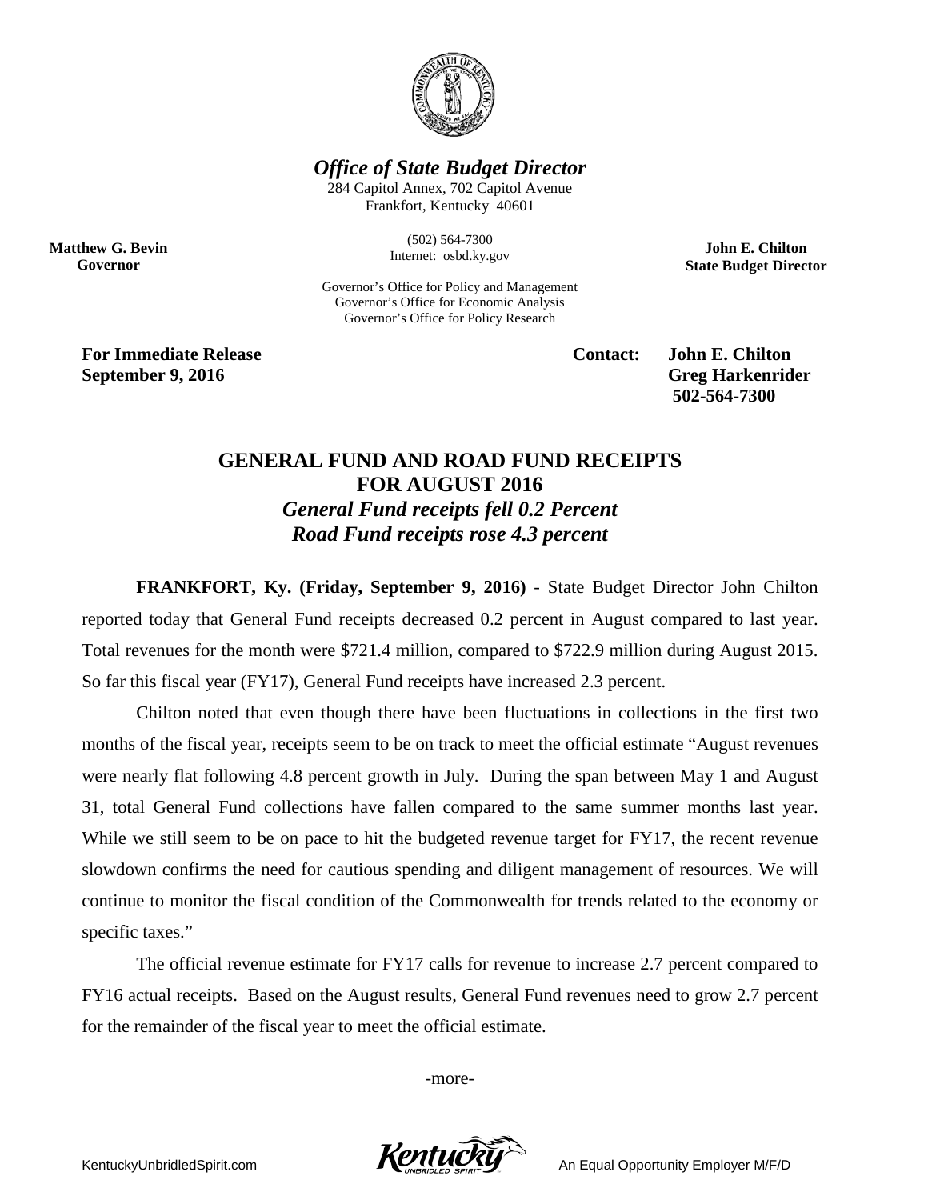***Office of State Budget Director***

284 Capitol Annex, 702 Capitol Avenue
Frankfort, Kentucky 40601

(502) 564-7300
Internet: osbd.ky.gov

Governor's Office for Policy and Management
Governor's Office for Economic Analysis
Governor's Office for Policy Research

**Matthew G. Bevin**
**Governor**

**John E. Chilton**
**State Budget Director**

**For Immediate Release**
**September 9, 2016**

**Contact: John E. Chilton**
**Greg Harkenrider**
**502-564-7300**

# GENERAL FUND AND ROAD FUND RECEIPTS FOR AUGUST 2016

### *General Fund receipts fell 0.2 Percent*
### *Road Fund receipts rose 4.3 percent*

**FRANKFORT, Ky. (Friday, September 9, 2016)** - State Budget Director John Chilton reported today that General Fund receipts decreased 0.2 percent in August compared to last year. Total revenues for the month were $721.4 million, compared to $722.9 million during August 2015. So far this fiscal year (FY17), General Fund receipts have increased 2.3 percent.

Chilton noted that even though there have been fluctuations in collections in the first two months of the fiscal year, receipts seem to be on track to meet the official estimate "August revenues were nearly flat following 4.8 percent growth in July. During the span between May 1 and August 31, total General Fund collections have fallen compared to the same summer months last year. While we still seem to be on pace to hit the budgeted revenue target for FY17, the recent revenue slowdown confirms the need for cautious spending and diligent management of resources. We will continue to monitor the fiscal condition of the Commonwealth for trends related to the economy or specific taxes."

The official revenue estimate for FY17 calls for revenue to increase 2.7 percent compared to FY16 actual receipts. Based on the August results, General Fund revenues need to grow 2.7 percent for the remainder of the fiscal year to meet the official estimate.

-more-

KentuckyUnbridledSpirit.com

An Equal Opportunity Employer M/F/D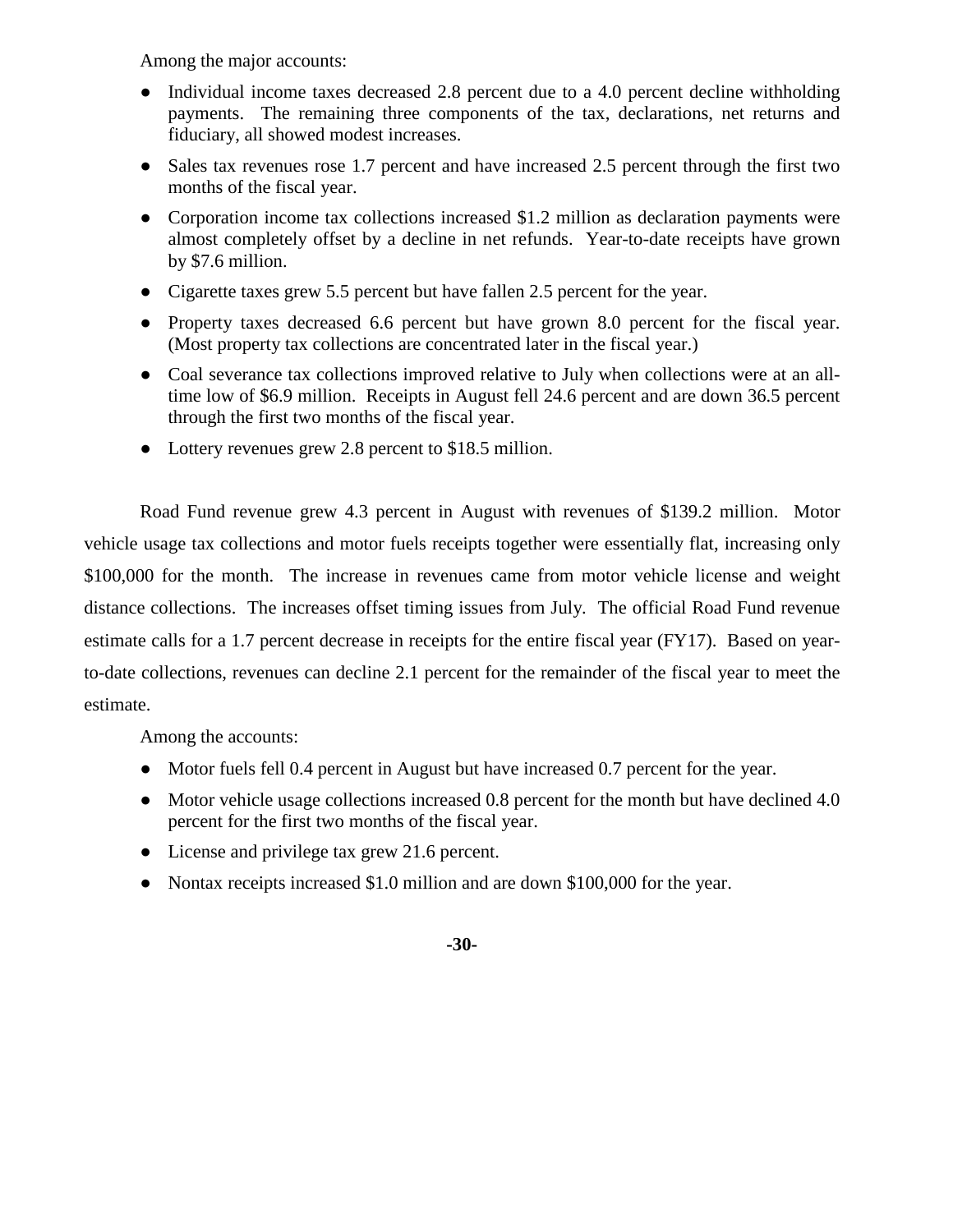Among the major accounts:

- Individual income taxes decreased 2.8 percent due to a 4.0 percent decline withholding payments. The remaining three components of the tax, declarations, net returns and fiduciary, all showed modest increases.
- Sales tax revenues rose 1.7 percent and have increased 2.5 percent through the first two months of the fiscal year.
- Corporation income tax collections increased $1.2 million as declaration payments were almost completely offset by a decline in net refunds. Year-to-date receipts have grown by $7.6 million.
- Cigarette taxes grew 5.5 percent but have fallen 2.5 percent for the year.
- Property taxes decreased 6.6 percent but have grown 8.0 percent for the fiscal year. (Most property tax collections are concentrated later in the fiscal year.)
- Coal severance tax collections improved relative to July when collections were at an all-time low of $6.9 million. Receipts in August fell 24.6 percent and are down 36.5 percent through the first two months of the fiscal year.
- Lottery revenues grew 2.8 percent to $18.5 million.

Road Fund revenue grew 4.3 percent in August with revenues of $139.2 million. Motor vehicle usage tax collections and motor fuels receipts together were essentially flat, increasing only $100,000 for the month. The increase in revenues came from motor vehicle license and weight distance collections. The increases offset timing issues from July. The official Road Fund revenue estimate calls for a 1.7 percent decrease in receipts for the entire fiscal year (FY17). Based on year-to-date collections, revenues can decline 2.1 percent for the remainder of the fiscal year to meet the estimate.

Among the accounts:

- Motor fuels fell 0.4 percent in August but have increased 0.7 percent for the year.
- Motor vehicle usage collections increased 0.8 percent for the month but have declined 4.0 percent for the first two months of the fiscal year.
- License and privilege tax grew 21.6 percent.
- Nontax receipts increased $1.0 million and are down $100,000 for the year.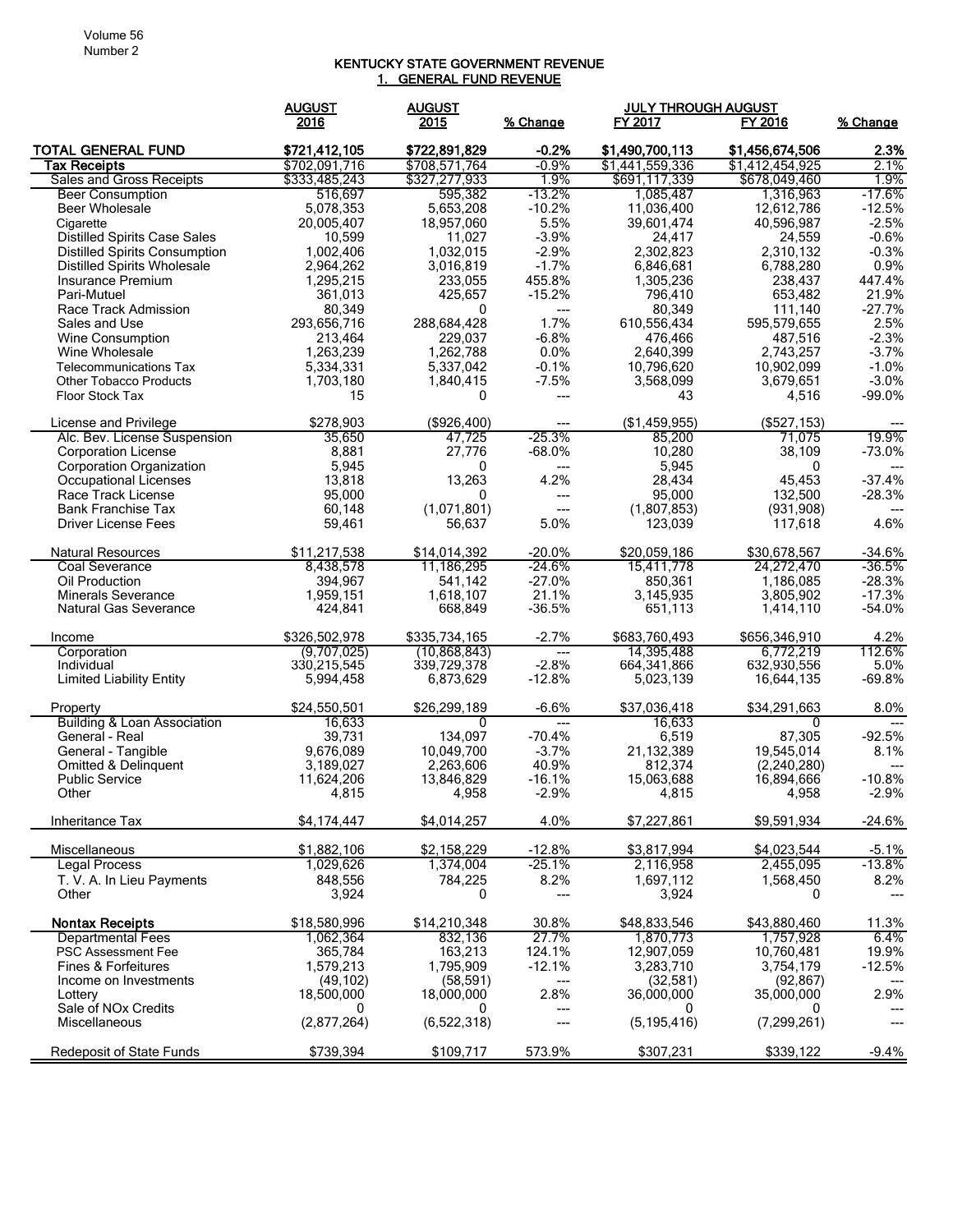# KENTUCKY STATE GOVERNMENT REVENUE

## 1. GENERAL FUND REVENUE

| | AUGUST 2016 | AUGUST 2015 | % Change | JULY THROUGH AUGUST FY 2017 | FY 2016 | % Change |
|---|---|---|---|---|---|---|
| **TOTAL GENERAL FUND** | **$721,412,105** | **$722,891,829** | **-0.2%** | **$1,490,700,113** | **$1,456,674,506** | **2.3%** |
| **Tax Receipts** | $702,091,716 | $708,571,764 | -0.9% | $1,441,559,336 | $1,412,454,925 | 2.1% |
| Sales and Gross Receipts | $333,485,243 | $327,277,933 | 1.9% | $691,117,339 | $678,049,460 | 1.9% |
| Beer Consumption | 516,697 | 595,382 | -13.2% | 1,085,487 | 1,316,963 | -17.6% |
| Beer Wholesale | 5,078,353 | 5,653,208 | -10.2% | 11,036,400 | 12,612,786 | -12.5% |
| Cigarette | 20,005,407 | 18,957,060 | 5.5% | 39,601,474 | 40,596,987 | -2.5% |
| Distilled Spirits Case Sales | 10,599 | 11,027 | -3.9% | 24,417 | 24,559 | -0.6% |
| Distilled Spirits Consumption | 1,002,406 | 1,032,015 | -2.9% | 2,302,823 | 2,310,132 | -0.3% |
| Distilled Spirits Wholesale | 2,964,262 | 3,016,819 | -1.7% | 6,846,681 | 6,788,280 | 0.9% |
| Insurance Premium | 1,295,215 | 233,055 | 455.8% | 1,305,236 | 238,437 | 447.4% |
| Pari-Mutuel | 361,013 | 425,657 | -15.2% | 796,410 | 653,482 | 21.9% |
| Race Track Admission | 80,349 | 0 | --- | 80,349 | 111,140 | -27.7% |
| Sales and Use | 293,656,716 | 288,684,428 | 1.7% | 610,556,434 | 595,579,655 | 2.5% |
| Wine Consumption | 213,464 | 229,037 | -6.8% | 476,466 | 487,516 | -2.3% |
| Wine Wholesale | 1,263,239 | 1,262,788 | 0.0% | 2,640,399 | 2,743,257 | -3.7% |
| Telecommunications Tax | 5,334,331 | 5,337,042 | -0.1% | 10,796,620 | 10,902,099 | -1.0% |
| Other Tobacco Products | 1,703,180 | 1,840,415 | -7.5% | 3,568,099 | 3,679,651 | -3.0% |
| Floor Stock Tax | 15 | 0 | --- | 43 | 4,516 | -99.0% |
| | | | | | | |
| License and Privilege | $278,903 | ($926,400) | --- | ($1,459,955) | ($527,153) | --- |
| Alc. Bev. License Suspension | 35,650 | 47,725 | -25.3% | 85,200 | 71,075 | 19.9% |
| Corporation License | 8,881 | 27,776 | -68.0% | 10,280 | 38,109 | -73.0% |
| Corporation Organization | 5,945 | 0 | --- | 5,945 | 0 | --- |
| Occupational Licenses | 13,818 | 13,263 | 4.2% | 28,434 | 45,453 | -37.4% |
| Race Track License | 95,000 | 0 | --- | 95,000 | 132,500 | -28.3% |
| Bank Franchise Tax | 60,148 | (1,071,801) | --- | (1,807,853) | (931,908) | --- |
| Driver License Fees | 59,461 | 56,637 | 5.0% | 123,039 | 117,618 | 4.6% |
| | | | | | | |
| Natural Resources | $11,217,538 | $14,014,392 | -20.0% | $20,059,186 | $30,678,567 | -34.6% |
| Coal Severance | 8,438,578 | 11,186,295 | -24.6% | 15,411,778 | 24,272,470 | -36.5% |
| Oil Production | 394,967 | 541,142 | -27.0% | 850,361 | 1,186,085 | -28.3% |
| Minerals Severance | 1,959,151 | 1,618,107 | 21.1% | 3,145,935 | 3,805,902 | -17.3% |
| Natural Gas Severance | 424,841 | 668,849 | -36.5% | 651,113 | 1,414,110 | -54.0% |
| | | | | | | |
| Income | $326,502,978 | $335,734,165 | -2.7% | $683,760,493 | $656,346,910 | 4.2% |
| Corporation | (9,707,025) | (10,868,843) | --- | 14,395,488 | 6,772,219 | 112.6% |
| Individual | 330,215,545 | 339,729,378 | -2.8% | 664,341,866 | 632,930,556 | 5.0% |
| Limited Liability Entity | 5,994,458 | 6,873,629 | -12.8% | 5,023,139 | 16,644,135 | -69.8% |
| | | | | | | |
| Property | $24,550,501 | $26,299,189 | -6.6% | $37,036,418 | $34,291,663 | 8.0% |
| Building & Loan Association | 16,633 | 0 | --- | 16,633 | 0 | --- |
| General - Real | 39,731 | 134,097 | -70.4% | 6,519 | 87,305 | -92.5% |
| General - Tangible | 9,676,089 | 10,049,700 | -3.7% | 21,132,389 | 19,545,014 | 8.1% |
| Omitted & Delinquent | 3,189,027 | 2,263,606 | 40.9% | 812,374 | (2,240,280) | --- |
| Public Service | 11,624,206 | 13,846,829 | -16.1% | 15,063,688 | 16,894,666 | -10.8% |
| Other | 4,815 | 4,958 | -2.9% | 4,815 | 4,958 | -2.9% |
| | | | | | | |
| Inheritance Tax | $4,174,447 | $4,014,257 | 4.0% | $7,227,861 | $9,591,934 | -24.6% |
| | | | | | | |
| Miscellaneous | $1,882,106 | $2,158,229 | -12.8% | $3,817,994 | $4,023,544 | -5.1% |
| Legal Process | 1,029,626 | 1,374,004 | -25.1% | 2,116,958 | 2,455,095 | -13.8% |
| T. V. A. In Lieu Payments | 848,556 | 784,225 | 8.2% | 1,697,112 | 1,568,450 | 8.2% |
| Other | 3,924 | 0 | --- | 3,924 | 0 | --- |
| | | | | | | |
| **Nontax Receipts** | $18,580,996 | $14,210,348 | 30.8% | $48,833,546 | $43,880,460 | 11.3% |
| Departmental Fees | 1,062,364 | 832,136 | 27.7% | 1,870,773 | 1,757,928 | 6.4% |
| PSC Assessment Fee | 365,784 | 163,213 | 124.1% | 12,907,059 | 10,760,481 | 19.9% |
| Fines & Forfeitures | 1,579,213 | 1,795,909 | -12.1% | 3,283,710 | 3,754,179 | -12.5% |
| Income on Investments | (49,102) | (58,591) | --- | (32,581) | (92,867) | --- |
| Lottery | 18,500,000 | 18,000,000 | 2.8% | 36,000,000 | 35,000,000 | 2.9% |
| Sale of NOx Credits | 0 | 0 | --- | 0 | 0 | --- |
| Miscellaneous | (2,877,264) | (6,522,318) | --- | (5,195,416) | (7,299,261) | --- |
| | | | | | | |
| Redeposit of State Funds | $739,394 | $109,717 | 573.9% | $307,231 | $339,122 | -9.4% |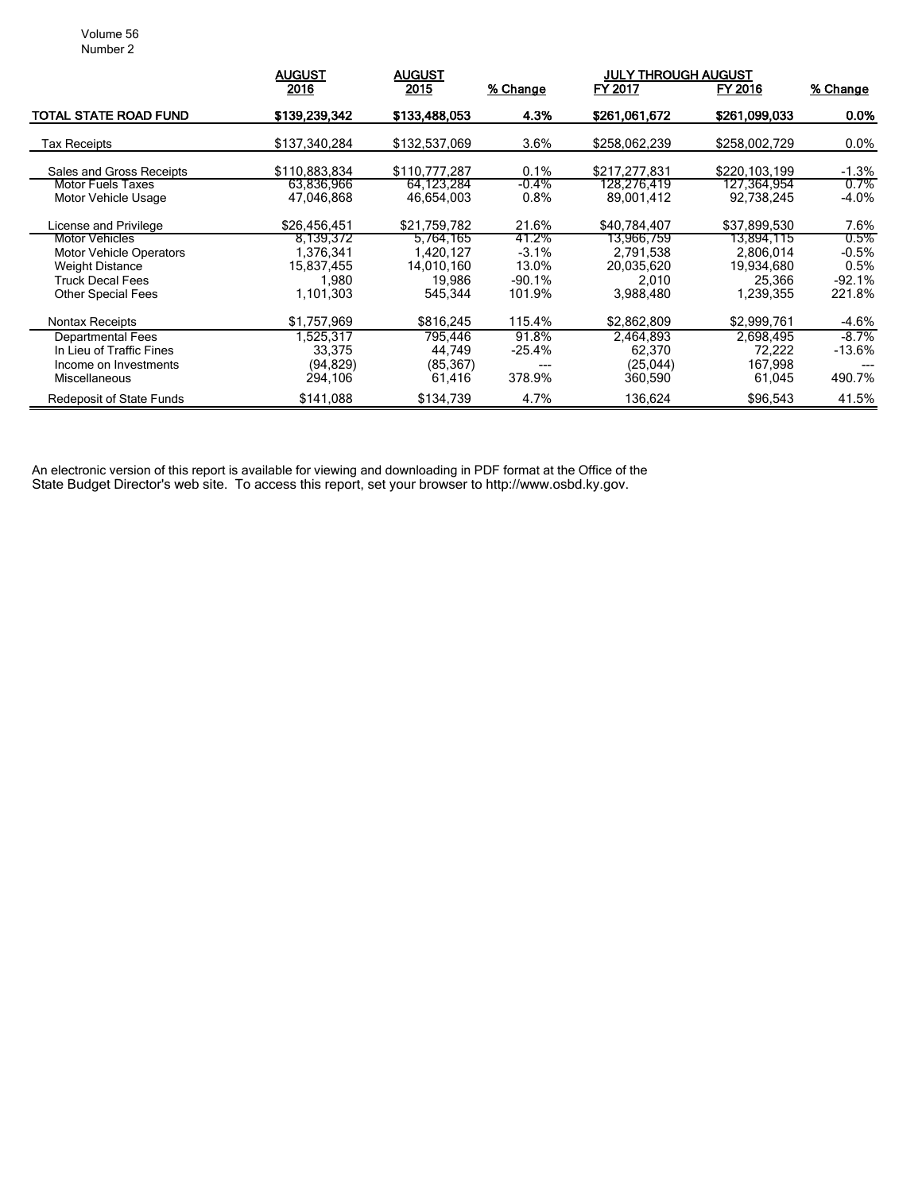| | AUGUST 2016 | AUGUST 2015 | % Change | JULY THROUGH AUGUST FY 2017 | FY 2016 | % Change |
|---|---|---|---|---|---|---|
| **TOTAL STATE ROAD FUND** | **$139,239,342** | **$133,488,053** | **4.3%** | **$261,061,672** | **$261,099,033** | **0.0%** |
| Tax Receipts | $137,340,284 | $132,537,069 | 3.6% | $258,062,239 | $258,002,729 | 0.0% |
| Sales and Gross Receipts | $110,883,834 | $110,777,287 | 0.1% | $217,277,831 | $220,103,199 | -1.3% |
| Motor Fuels Taxes | 63,836,966 | 64,123,284 | -0.4% | 128,276,419 | 127,364,954 | 0.7% |
| Motor Vehicle Usage | 47,046,868 | 46,654,003 | 0.8% | 89,001,412 | 92,738,245 | -4.0% |
| License and Privilege | $26,456,451 | $21,759,782 | 21.6% | $40,784,407 | $37,899,530 | 7.6% |
| Motor Vehicles | 8,139,372 | 5,764,165 | 41.2% | 13,966,759 | 13,894,115 | 0.5% |
| Motor Vehicle Operators | 1,376,341 | 1,420,127 | -3.1% | 2,791,538 | 2,806,014 | -0.5% |
| Weight Distance | 15,837,455 | 14,010,160 | 13.0% | 20,035,620 | 19,934,680 | 0.5% |
| Truck Decal Fees | 1,980 | 19,986 | -90.1% | 2,010 | 25,366 | -92.1% |
| Other Special Fees | 1,101,303 | 545,344 | 101.9% | 3,988,480 | 1,239,355 | 221.8% |
| Nontax Receipts | $1,757,969 | $816,245 | 115.4% | $2,862,809 | $2,999,761 | -4.6% |
| Departmental Fees | 1,525,317 | 795,446 | 91.8% | 2,464,893 | 2,698,495 | -8.7% |
| In Lieu of Traffic Fines | 33,375 | 44,749 | -25.4% | 62,370 | 72,222 | -13.6% |
| Income on Investments | (94,829) | (85,367) | --- | (25,044) | 167,998 | --- |
| Miscellaneous | 294,106 | 61,416 | 378.9% | 360,590 | 61,045 | 490.7% |
| Redeposit of State Funds | $141,088 | $134,739 | 4.7% | 136,624 | $96,543 | 41.5% |

An electronic version of this report is available for viewing and downloading in PDF format at the Office of the State Budget Director's web site. To access this report, set your browser to http://www.osbd.ky.gov.